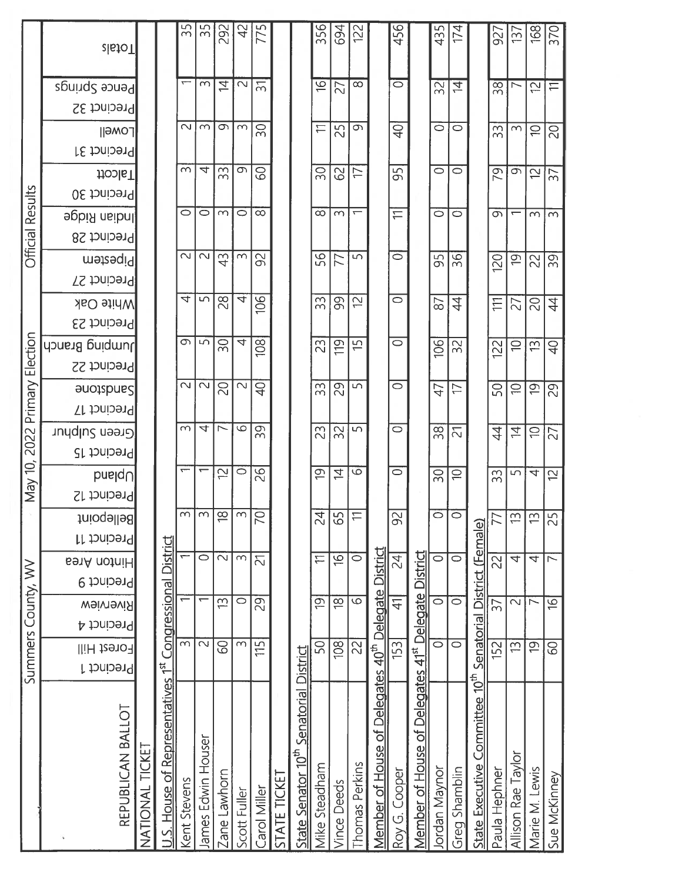# Summers County, WV — May 10, 2022 Primary Election — Official Results

| REPUBLICAN BALLOT | Precinct 1 Forest Hill | Precinct 4 Riverview | Precinct 9 Hinton Area | Precinct 11 Bellepoint | Precinct 12 Upland | Precinct 15 Green Sulphur | Precinct 17 Sandstone | Precinct 22 Jumping Branch | Precinct 23 White Oak | Precinct 27 Pipestem | Precinct 28 Indian Ridge | Precinct 30 Talcott | Precinct 31 Lowell | Precinct 32 Pence Springs | Totals |
|---|---|---|---|---|---|---|---|---|---|---|---|---|---|---|---|
| **NATIONAL TICKET** | | | | | | | | | | | | | | | |
| **U.S. House of Representatives 1st Congressional District** | | | | | | | | | | | | | | | |
| Kent Stevens | 3 | 1 | 1 | 3 | 1 | 3 | 2 | 9 | 4 | 2 | 0 | 3 | 2 | 1 | 35 |
| James Edwin Houser | 2 | 1 | 0 | 3 | 1 | 4 | 2 | 5 | 5 | 2 | 0 | 4 | 3 | 3 | 35 |
| Zane Lawhorn | 60 | 13 | 2 | 18 | 12 | 7 | 20 | 30 | 28 | 43 | 3 | 33 | 9 | 14 | 292 |
| Scott Fuller | 3 | 0 | 3 | 3 | 0 | 6 | 2 | 4 | 4 | 3 | 0 | 9 | 3 | 2 | 42 |
| Carol Miller | 115 | 29 | 21 | 70 | 26 | 39 | 40 | 108 | 106 | 92 | 8 | 60 | 30 | 31 | 775 |
| **STATE TICKET** | | | | | | | | | | | | | | | |
| **State Senator 10th Senatorial District** | | | | | | | | | | | | | | | |
| Mike Steadham | 50 | 19 | 11 | 24 | 19 | 23 | 33 | 23 | 33 | 56 | 8 | 30 | 11 | 16 | 356 |
| Vince Deeds | 108 | 18 | 16 | 65 | 14 | 32 | 29 | 119 | 99 | 77 | 3 | 62 | 25 | 27 | 694 |
| Thomas Perkins | 22 | 6 | 0 | 11 | 6 | 5 | 5 | 15 | 12 | 5 | 1 | 17 | 9 | 8 | 122 |
| **Member of House of Delegates 40th Delegate District** | | | | | | | | | | | | | | | |
| Roy G. Cooper | 153 | 41 | 24 | 92 | 0 | 0 | 0 | 0 | 0 | 0 | 11 | 95 | 40 | 0 | 456 |
| **Member of House of Delegates 41st Delegate District** | | | | | | | | | | | | | | | |
| Jordan Maynor | 0 | 0 | 0 | 0 | 30 | 38 | 47 | 106 | 87 | 95 | 0 | 0 | 0 | 32 | 435 |
| Greg Shamblin | 0 | 0 | 0 | 0 | 10 | 21 | 17 | 32 | 44 | 36 | 0 | 0 | 0 | 14 | 174 |
| **State Executive Committee 10th Senatorial District (Female)** | | | | | | | | | | | | | | | |
| Paula Hephner | 152 | 37 | 22 | 77 | 33 | 44 | 50 | 122 | 111 | 120 | 9 | 79 | 33 | 38 | 927 |
| Allison Rae Taylor | 13 | 2 | 4 | 13 | 5 | 14 | 10 | 10 | 27 | 19 | 1 | 9 | 3 | 7 | 137 |
| Marie M. Lewis | 19 | 7 | 4 | 13 | 4 | 10 | 19 | 13 | 20 | 22 | 3 | 12 | 10 | 12 | 168 |
| Sue McKinney | 60 | 16 | 7 | 25 | 12 | 27 | 29 | 40 | 44 | 39 | 3 | 37 | 20 | 11 | 370 |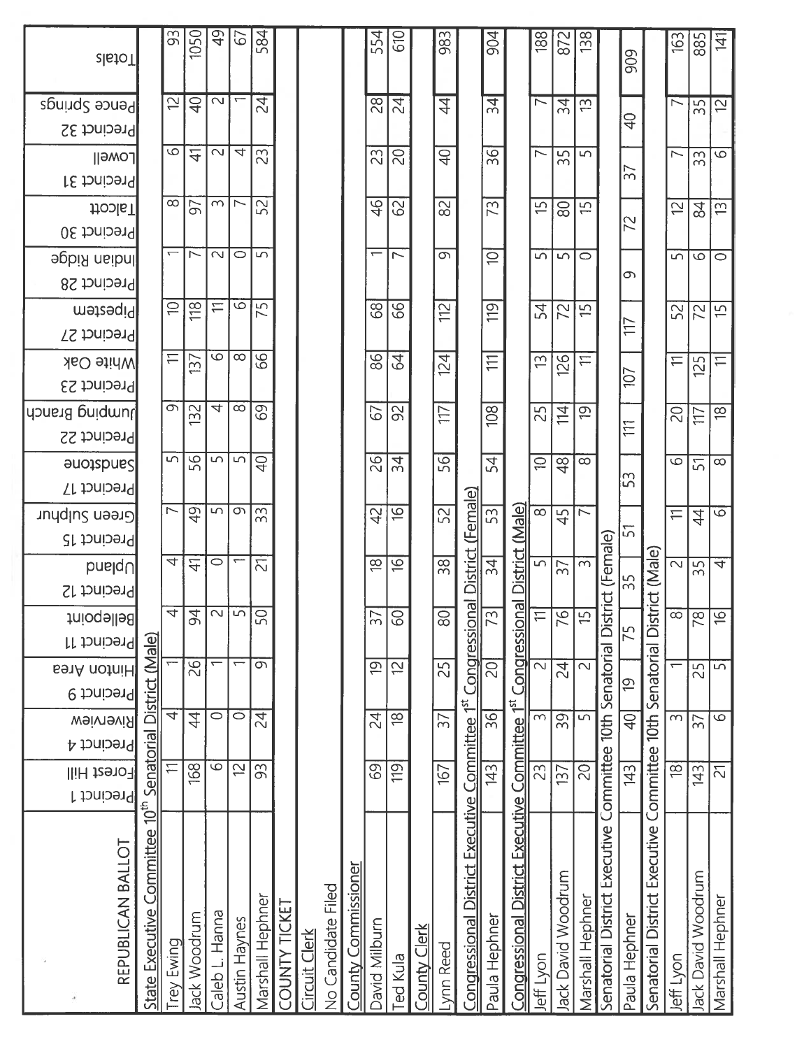| REPUBLICAN BALLOT | Precinct 1 Forest Hill | Precinct 4 Riverview | Precinct 9 Hinton Area | Precinct 11 Bellepoint | Precinct 12 Upland | Precinct 15 Green Sulphur | Precinct 17 Sandstone | Precinct 22 Jumping Branch | Precinct 23 White Oak | Precinct 27 Pipestem | Precinct 28 Indian Ridge | Precinct 30 Talcott | Precinct 31 Lowell | Precinct 32 Pence Springs | Totals |
|---|---|---|---|---|---|---|---|---|---|---|---|---|---|---|---|
| **State Executive Committee 10th Senatorial District (Male)** | | | | | | | | | | | | | | | |
| Trey Ewing | 11 | 4 | 1 | 4 | 4 | 7 | 5 | 9 | 11 | 10 | 1 | 8 | 6 | 12 | 93 |
| Jack Woodrum | 168 | 44 | 26 | 94 | 41 | 49 | 56 | 132 | 137 | 118 | 7 | 97 | 41 | 40 | 1050 |
| Caleb L. Hanna | 6 | 0 | 1 | 2 | 0 | 5 | 5 | 4 | 6 | 11 | 2 | 3 | 2 | 2 | 49 |
| Austin Haynes | 12 | 0 | 1 | 5 | 1 | 9 | 5 | 8 | 8 | 6 | 0 | 7 | 4 | 1 | 67 |
| Marshall Hephner | 93 | 24 | 9 | 50 | 21 | 33 | 40 | 69 | 66 | 75 | 5 | 52 | 23 | 24 | 584 |
| **COUNTY TICKET** | | | | | | | | | | | | | | | |
| **Circuit Clerk** | | | | | | | | | | | | | | | |
| No Candidate Filed | | | | | | | | | | | | | | | |
| **County Commissioner** | | | | | | | | | | | | | | | |
| David Milburn | 69 | 24 | 19 | 37 | 18 | 42 | 26 | 67 | 86 | 68 | 1 | 46 | 23 | 28 | 554 |
| Ted Kula | 119 | 18 | 12 | 60 | 16 | 16 | 34 | 92 | 64 | 66 | 7 | 62 | 20 | 24 | 610 |
| **County Clerk** | | | | | | | | | | | | | | | |
| Lynn Reed | 167 | 37 | 25 | 80 | 38 | 52 | 56 | 117 | 124 | 112 | 9 | 82 | 40 | 44 | 983 |
| **Congressional District Executive Committee 1st Congressional District (Female)** | | | | | | | | | | | | | | | |
| Paula Hephner | 143 | 36 | 20 | 73 | 34 | 53 | 54 | 108 | 111 | 119 | 10 | 73 | 36 | 34 | 904 |
| **Congressional District Executive Committee 1st Congressional District (Male)** | | | | | | | | | | | | | | | |
| Jeff Lyon | 23 | 3 | 2 | 11 | 5 | 8 | 10 | 25 | 13 | 54 | 5 | 15 | 7 | 7 | 188 |
| Jack David Woodrum | 137 | 39 | 24 | 76 | 37 | 45 | 48 | 114 | 126 | 72 | 5 | 80 | 35 | 34 | 872 |
| Marshall Hephner | 20 | 5 | 2 | 15 | 3 | 7 | 8 | 19 | 11 | 15 | 0 | 15 | 5 | 13 | 138 |
| **Senatorial District Executive Committee 10th Senatorial District (Female)** | | | | | | | | | | | | | | | |
| Paula Hephner | 143 | 40 | 19 | 75 | 35 | 51 | 53 | 111 | 107 | 117 | 9 | 72 | 37 | 40 | 909 |
| **Senatorial District Executive Committee 10th Senatorial District (Male)** | | | | | | | | | | | | | | | |
| Jeff Lyon | 18 | 3 | 1 | 8 | 2 | 11 | 6 | 20 | 11 | 52 | 5 | 12 | 7 | 7 | 163 |
| Jack David Woodrum | 143 | 37 | 25 | 78 | 35 | 44 | 51 | 117 | 125 | 72 | 6 | 84 | 33 | 35 | 885 |
| Marshall Hephner | 21 | 6 | 5 | 16 | 4 | 6 | 8 | 18 | 11 | 15 | 0 | 13 | 6 | 12 | 141 |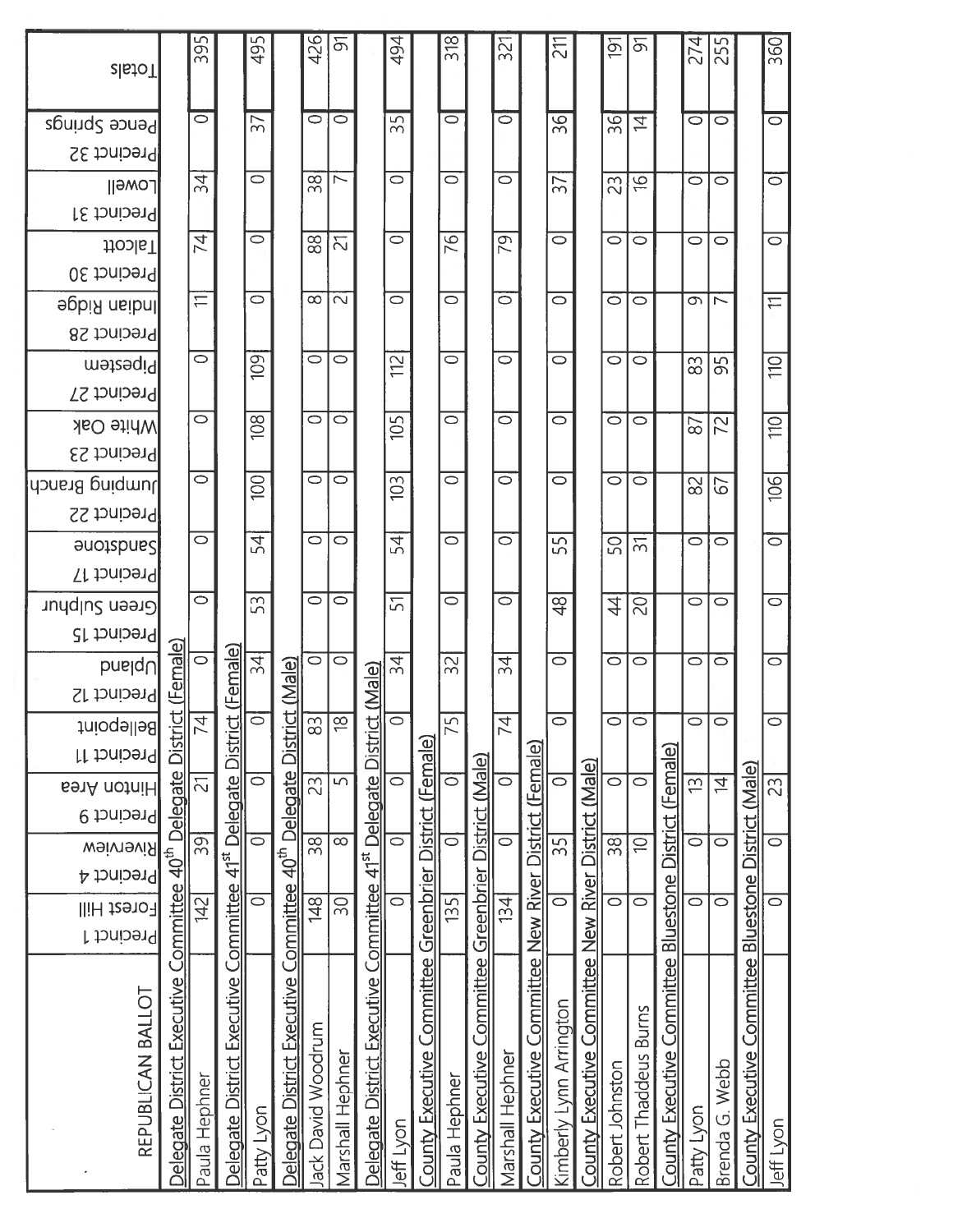| REPUBLICAN BALLOT | Precinct 1 Forest Hill | Precinct 4 Riverview | Precinct 9 Hinton Area | Precinct 11 Bellepoint | Precinct 12 Upland | Precinct 15 Green Sulphur | Precinct 17 Sandstone | Precinct 22 Jumping Branch | Precinct 23 White Oak | Precinct 27 Pipestem | Precinct 28 Indian Ridge | Precinct 30 Talcott | Precinct 31 Lowell | Precinct 32 Pence Springs | Totals |
|---|---|---|---|---|---|---|---|---|---|---|---|---|---|---|---|
| **Delegate District Executive Committee 40th Delegate District (Female)** | | | | | | | | | | | | | | | |
| Paula Hephner | 142 | 39 | 21 | 74 | 0 | 0 | 0 | 0 | 0 | 0 | 11 | 74 | 34 | 0 | 395 |
| **Delegate District Executive Committee 41st Delegate District (Female)** | | | | | | | | | | | | | | | |
| Patty Lyon | 0 | 0 | 0 | 0 | 34 | 53 | 54 | 100 | 108 | 109 | 0 | 0 | 0 | 37 | 495 |
| **Delegate District Executive Committee 40th Delegate District (Male)** | | | | | | | | | | | | | | | |
| Jack David Woodrum | 148 | 38 | 23 | 83 | 0 | 0 | 0 | 0 | 0 | 0 | 8 | 88 | 38 | 0 | 426 |
| Marshall Hephner | 30 | 8 | 5 | 18 | 0 | 0 | 0 | 0 | 0 | 0 | 2 | 21 | 7 | 0 | 91 |
| **Delegate District Executive Committee 41st Delegate District (Male)** | | | | | | | | | | | | | | | |
| Jeff Lyon | 0 | 0 | 0 | 0 | 34 | 51 | 54 | 103 | 105 | 112 | 0 | 0 | 0 | 35 | 494 |
| **County Executive Committee Greenbrier District (Female)** | | | | | | | | | | | | | | | |
| Paula Hephner | 135 | 0 | 0 | 75 | 32 | 0 | 0 | 0 | 0 | 0 | 0 | 76 | 0 | 0 | 318 |
| **County Executive Committee Greenbrier District (Male)** | | | | | | | | | | | | | | | |
| Marshall Hephner | 134 | 0 | 0 | 74 | 34 | 0 | 0 | 0 | 0 | 0 | 0 | 79 | 0 | 0 | 321 |
| **County Executive Committee New River District (Female)** | | | | | | | | | | | | | | | |
| Kimberly Lynn Arrington | 0 | 35 | 0 | 0 | 0 | 48 | 55 | 0 | 0 | 0 | 0 | 0 | 37 | 36 | 211 |
| **County Executive Committee New River District (Male)** | | | | | | | | | | | | | | | |
| Robert Johnston | 0 | 38 | 0 | 0 | 0 | 44 | 50 | 0 | 0 | 0 | 0 | 0 | 23 | 36 | 191 |
| Robert Thaddeus Burns | 0 | 10 | 0 | 0 | 0 | 20 | 31 | 0 | 0 | 0 | 0 | 0 | 16 | 14 | 91 |
| **County Executive Committee Bluestone District (Female)** | | | | | | | | | | | | | | | |
| Patty Lyon | 0 | 0 | 13 | 0 | 0 | 0 | 0 | 82 | 87 | 83 | 9 | 0 | 0 | 0 | 274 |
| Brenda G. Webb | 0 | 0 | 14 | 0 | 0 | 0 | 0 | 67 | 72 | 95 | 7 | 0 | 0 | 0 | 255 |
| **County Executive Committee Bluestone District (Male)** | | | | | | | | | | | | | | | |
| Jeff Lyon | 0 | 0 | 23 | 0 | 0 | 0 | 0 | 106 | 110 | 110 | 11 | 0 | 0 | 0 | 360 |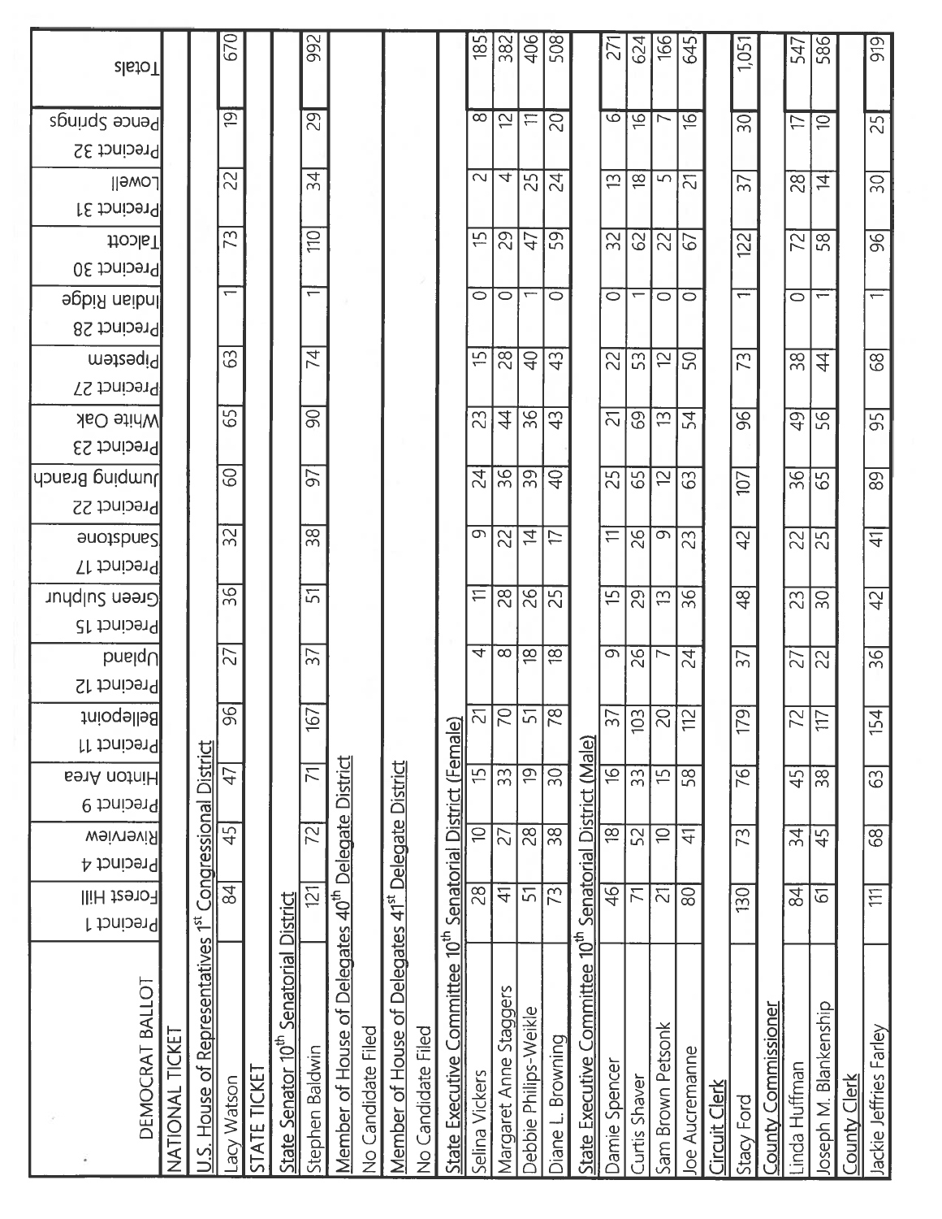| DEMOCRAT BALLOT | Precinct 1 Forest Hill | Precinct 4 Riverview | Precinct 9 Hinton Area | Precinct 11 Bellepoint | Precinct 12 Upland | Precinct 15 Green Sulphur | Precinct 17 Sandstone | Precinct 22 Jumping Branch | Precinct 23 White Oak | Precinct 27 Pipestem | Precinct 28 Indian Ridge | Precinct 30 Talcott | Precinct 31 Lowell | Precinct 32 Pence Springs | Totals |
|---|---|---|---|---|---|---|---|---|---|---|---|---|---|---|---|
| NATIONAL TICKET | | | | | | | | | | | | | | | |
| U.S. House of Representatives 1st Congressional District | | | | | | | | | | | | | | | |
| Lacy Watson | 84 | 45 | 47 | 96 | 27 | 36 | 32 | 60 | 65 | 63 | 1 | 73 | 22 | 19 | 670 |
| STATE TICKET | | | | | | | | | | | | | | | |
| State Senator 10th Senatorial District | | | | | | | | | | | | | | | |
| Stephen Baldwin | 121 | 72 | 71 | 167 | 37 | 51 | 38 | 97 | 90 | 74 | 1 | 110 | 34 | 29 | 992 |
| Member of House of Delegates 40th Delegate District | | | | | | | | | | | | | | | |
| No Candidate Filed | | | | | | | | | | | | | | | |
| Member of House of Delegates 41st Delegate District | | | | | | | | | | | | | | | |
| No Candidate Filed | | | | | | | | | | | | | | | |
| State Executive Committee 10th Senatorial District (Female) | | | | | | | | | | | | | | | |
| Selina Vickers | 28 | 10 | 15 | 21 | 4 | 11 | 9 | 24 | 23 | 15 | 0 | 15 | 2 | 8 | 185 |
| Margaret Anne Staggers | 41 | 27 | 33 | 70 | 8 | 28 | 22 | 36 | 44 | 28 | 0 | 29 | 4 | 12 | 382 |
| Debbie Philips-Weikle | 51 | 28 | 19 | 51 | 18 | 26 | 14 | 39 | 36 | 40 | 1 | 47 | 25 | 11 | 406 |
| Diane L. Browning | 73 | 38 | 30 | 78 | 18 | 25 | 17 | 40 | 43 | 43 | 0 | 59 | 24 | 20 | 508 |
| State Executive Committee 10th Senatorial District (Male) | | | | | | | | | | | | | | | |
| Damie Spencer | 46 | 18 | 16 | 37 | 9 | 15 | 11 | 25 | 21 | 22 | 0 | 32 | 13 | 6 | 271 |
| Curtis Shaver | 71 | 52 | 33 | 103 | 26 | 29 | 26 | 65 | 69 | 53 | 1 | 62 | 18 | 16 | 624 |
| Sam Brown Petsonk | 21 | 10 | 15 | 20 | 7 | 13 | 9 | 12 | 13 | 12 | 0 | 22 | 5 | 7 | 166 |
| Joe Aucremanne | 80 | 41 | 58 | 112 | 24 | 36 | 23 | 63 | 54 | 50 | 0 | 67 | 21 | 16 | 645 |
| Circuit Clerk | | | | | | | | | | | | | | | |
| Stacy Ford | 130 | 73 | 76 | 179 | 37 | 48 | 42 | 107 | 96 | 73 | 1 | 122 | 37 | 30 | 1,051 |
| County Commissioner | | | | | | | | | | | | | | | |
| Linda Huffman | 84 | 34 | 45 | 72 | 27 | 23 | 22 | 36 | 49 | 38 | 0 | 72 | 28 | 17 | 547 |
| Joseph M. Blankenship | 61 | 45 | 38 | 117 | 22 | 30 | 25 | 65 | 56 | 44 | 1 | 58 | 14 | 10 | 586 |
| County Clerk | | | | | | | | | | | | | | | |
| Jackie Jeffries Farley | 111 | 68 | 63 | 154 | 36 | 42 | 41 | 89 | 95 | 68 | 1 | 96 | 30 | 25 | 919 |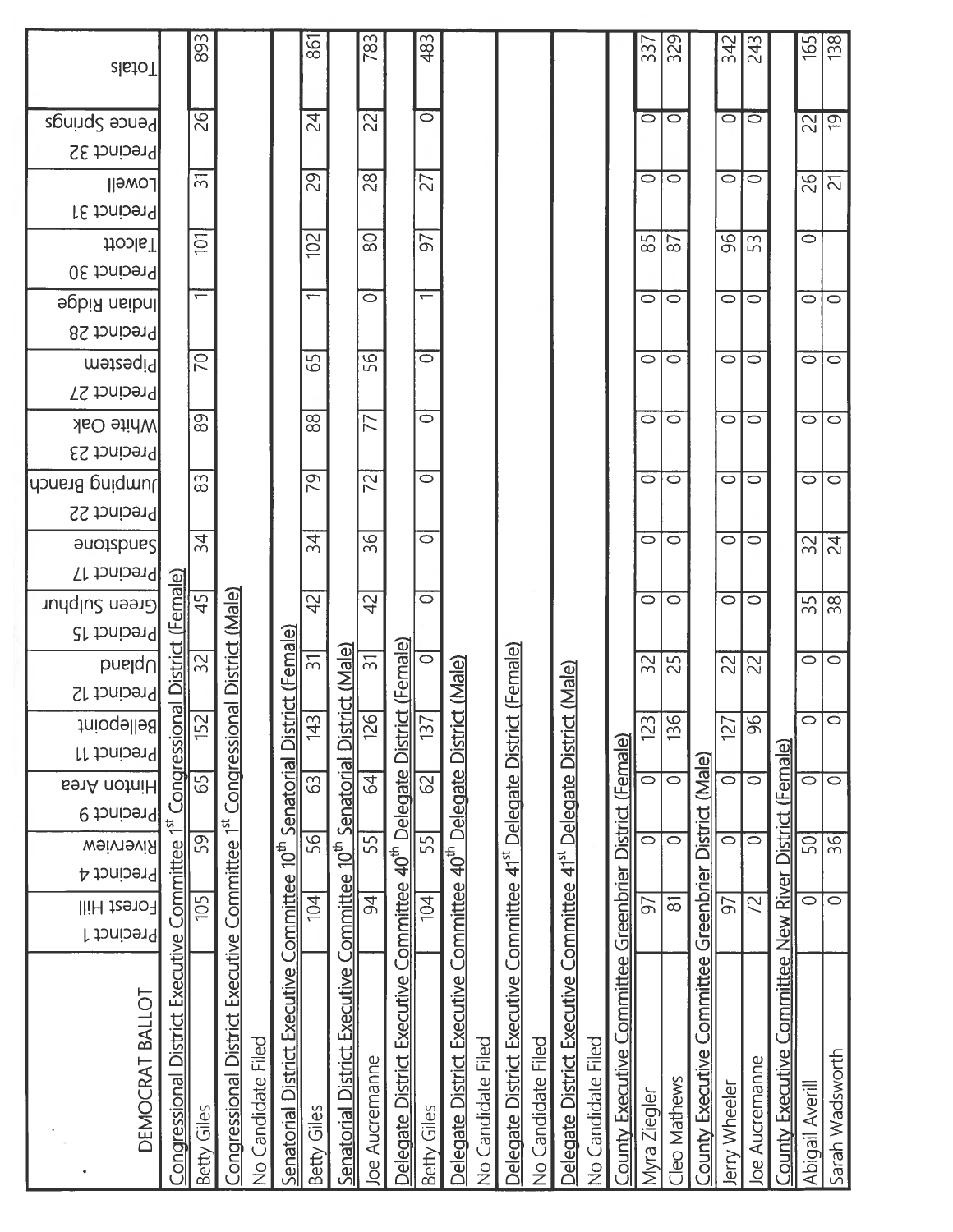| DEMOCRAT BALLOT | Precinct 1 Forest Hill | Precinct 4 Riverview | Precinct 9 Hinton Area | Precinct 11 Bellepoint | Precinct 12 Upland | Precinct 15 Green Sulphur | Precinct 17 Sandstone | Precinct 22 Jumping Branch | Precinct 23 White Oak | Precinct 27 Pipestem | Precinct 28 Indian Ridge | Precinct 30 Talcott | Precinct 31 Lowell | Precinct 32 Pence Springs | Totals |
|---|---|---|---|---|---|---|---|---|---|---|---|---|---|---|---|
| Congressional District Executive Committee 1st Congressional District (Female) | | | | | | | | | | | | | | | |
| Betty Giles | 105 | 59 | 65 | 152 | 32 | 45 | 34 | 83 | 89 | 70 | 1 | 101 | 31 | 26 | 893 |
| Congressional District Executive Committee 1st Congressional District (Male) | | | | | | | | | | | | | | | |
| No Candidate Filed | | | | | | | | | | | | | | | |
| Senatorial District Executive Committee 10th Senatorial District (Female) | | | | | | | | | | | | | | | |
| Betty Giles | 104 | 56 | 63 | 143 | 31 | 42 | 34 | 79 | 88 | 65 | 1 | 102 | 29 | 24 | 861 |
| Senatorial District Executive Committee 10th Senatorial District (Male) | | | | | | | | | | | | | | | |
| Joe Aucremanne | 94 | 55 | 64 | 126 | 31 | 42 | 36 | 72 | 77 | 56 | 0 | 80 | 28 | 22 | 783 |
| Delegate District Executive Committee 40th Delegate District (Female) | | | | | | | | | | | | | | | |
| Betty Giles | 104 | 55 | 62 | 137 | 0 | 0 | 0 | 0 | 0 | 0 | 1 | 97 | 27 | 0 | 483 |
| Delegate District Executive Committee 40th Delegate District (Male) | | | | | | | | | | | | | | | |
| No Candidate Filed | | | | | | | | | | | | | | | |
| Delegate District Executive Committee 41st Delegate District (Female) | | | | | | | | | | | | | | | |
| No Candidate Filed | | | | | | | | | | | | | | | |
| Delegate District Executive Committee 41st Delegate District (Male) | | | | | | | | | | | | | | | |
| No Candidate Filed | | | | | | | | | | | | | | | |
| County Executive Committee Greenbrier District (Female) | | | | | | | | | | | | | | | |
| Myra Ziegler | 97 | 0 | 0 | 123 | 32 | 0 | 0 | 0 | 0 | 0 | 0 | 85 | 0 | 0 | 337 |
| Cleo Mathews | 81 | 0 | 0 | 136 | 25 | 0 | 0 | 0 | 0 | 0 | 0 | 87 | 0 | 0 | 329 |
| County Executive Committee Greenbrier District (Male) | | | | | | | | | | | | | | | |
| Jerry Wheeler | 97 | 0 | 0 | 127 | 22 | 0 | 0 | 0 | 0 | 0 | 0 | 96 | 0 | 0 | 342 |
| Joe Aucremanne | 72 | 0 | 0 | 96 | 22 | 0 | 0 | 0 | 0 | 0 | 0 | 53 | 0 | 0 | 243 |
| County Executive Committee New River District (Female) | | | | | | | | | | | | | | | |
| Abigail Averill | 0 | 50 | 0 | 0 | 0 | 35 | 32 | 0 | 0 | 0 | 0 | 0 | 26 | 22 | 165 |
| Sarah Wadsworth | 0 | 36 | 0 | 0 | 0 | 38 | 24 | 0 | 0 | 0 | 0 | | 21 | 19 | 138 |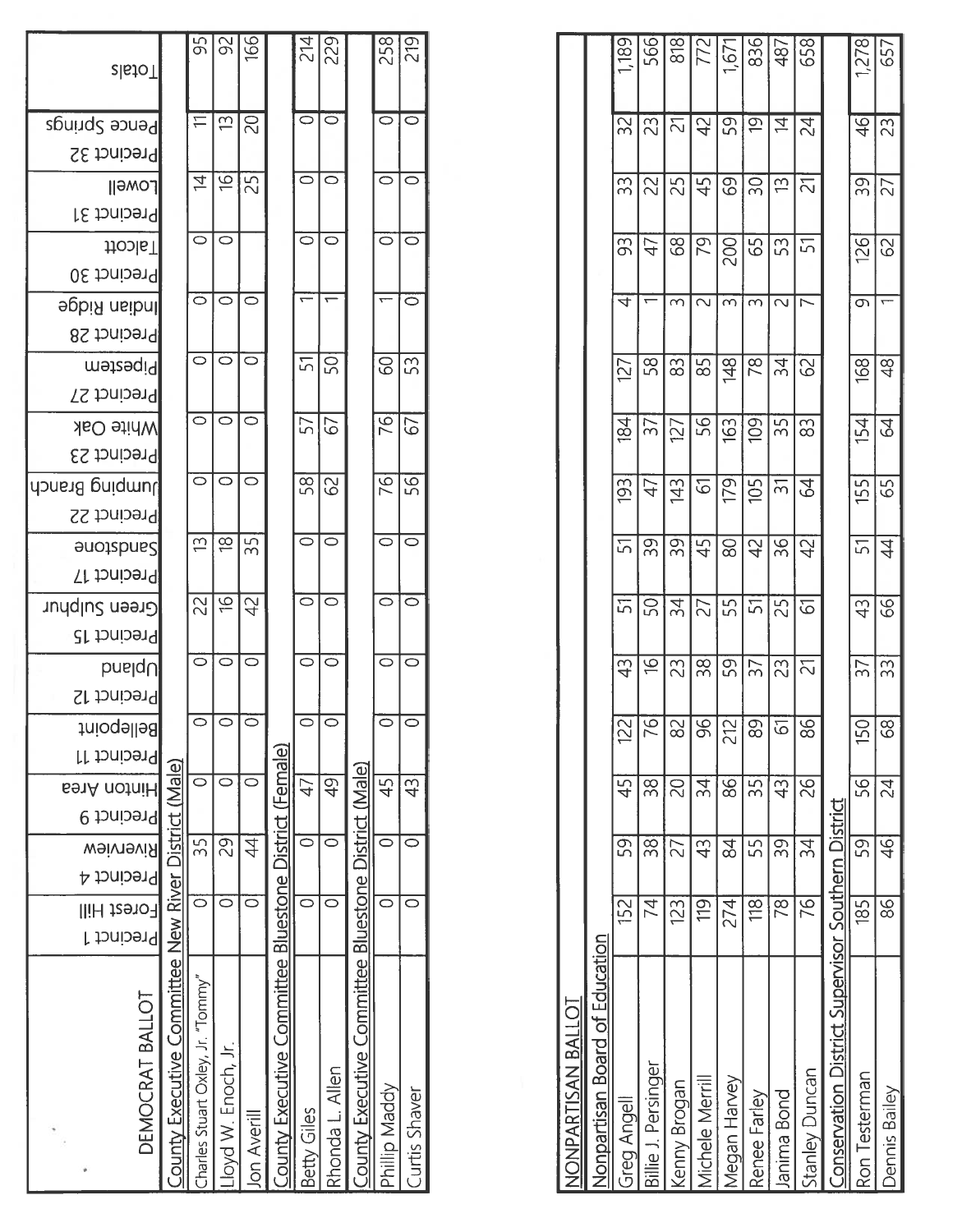| DEMOCRAT BALLOT | Precinct 1 Forest Hill | Precinct 4 Riverview | Precinct 9 Hinton Area | Precinct 11 Bellepoint | Precinct 12 Upland | Precinct 15 Green Sulphur | Precinct 17 Sandstone | Precinct 22 Jumping Branch | Precinct 23 White Oak | Precinct 27 Pipestem | Precinct 28 Indian Ridge | Precinct 30 Talcott | Precinct 31 Lowell | Precinct 32 Pence Springs | Totals |
|---|---|---|---|---|---|---|---|---|---|---|---|---|---|---|---|
| **County Executive Committee New River District (Male)** | | | | | | | | | | | | | | | |
| Charles Stuart Oxley, Jr. "Tommy" | 0 | 35 | 0 | 0 | 0 | 22 | 13 | 0 | 0 | 0 | 0 | 0 | 14 | 11 | 95 |
| Lloyd W. Enoch, Jr. | 0 | 29 | 0 | 0 | 0 | 16 | 18 | 0 | 0 | 0 | 0 | 0 | 16 | 13 | 92 |
| Jon Averill | 0 | 44 | 0 | 0 | 0 | 42 | 35 | 0 | 0 | 0 | 0 | | 25 | 20 | 166 |
| **County Executive Committee Bluestone District (Female)** | | | | | | | | | | | | | | | |
| Betty Giles | 0 | 0 | 47 | 0 | 0 | 0 | 0 | 58 | 57 | 51 | 1 | 0 | 0 | 0 | 214 |
| Rhonda L. Allen | 0 | 0 | 49 | 0 | 0 | 0 | 0 | 62 | 67 | 50 | 1 | 0 | 0 | 0 | 229 |
| **County Executive Committee Bluestone District (Male)** | | | | | | | | | | | | | | | |
| Phillip Maddy | 0 | 0 | 45 | 0 | 0 | 0 | 0 | 76 | 76 | 60 | 1 | 0 | 0 | 0 | 258 |
| Curtis Shaver | 0 | 0 | 43 | 0 | 0 | 0 | 0 | 56 | 67 | 53 | 0 | 0 | 0 | 0 | 219 |

| NONPARTISAN BALLOT | Precinct 1 Forest Hill | Precinct 4 Riverview | Precinct 9 Hinton Area | Precinct 11 Bellepoint | Precinct 12 Upland | Precinct 15 Green Sulphur | Precinct 17 Sandstone | Precinct 22 Jumping Branch | Precinct 23 White Oak | Precinct 27 Pipestem | Precinct 28 Indian Ridge | Precinct 30 Talcott | Precinct 31 Lowell | Precinct 32 Pence Springs | Totals |
|---|---|---|---|---|---|---|---|---|---|---|---|---|---|---|---|
| **Nonpartisan Board of Education** | | | | | | | | | | | | | | | |
| Greg Angell | 152 | 59 | 45 | 122 | 43 | 51 | 51 | 193 | 184 | 127 | 4 | 93 | 33 | 32 | 1,189 |
| Billie J. Persinger | 74 | 38 | 38 | 76 | 16 | 50 | 39 | 47 | 37 | 58 | 1 | 47 | 22 | 23 | 566 |
| Kenny Brogan | 123 | 27 | 20 | 82 | 23 | 34 | 39 | 143 | 127 | 83 | 3 | 68 | 25 | 21 | 818 |
| Michele Merrill | 119 | 43 | 34 | 96 | 38 | 27 | 45 | 61 | 56 | 85 | 2 | 79 | 45 | 42 | 772 |
| Megan Harvey | 274 | 84 | 86 | 212 | 59 | 55 | 80 | 179 | 163 | 148 | 3 | 200 | 69 | 59 | 1,671 |
| Renee Farley | 118 | 55 | 35 | 89 | 37 | 51 | 42 | 105 | 109 | 78 | 3 | 65 | 30 | 19 | 836 |
| Janima Bond | 78 | 39 | 43 | 61 | 23 | 25 | 36 | 31 | 35 | 34 | 2 | 53 | 13 | 14 | 487 |
| Stanley Duncan | 76 | 34 | 26 | 86 | 21 | 61 | 42 | 64 | 83 | 62 | 7 | 51 | 21 | 24 | 658 |
| **Conservation District Supervisor Southern District** | | | | | | | | | | | | | | | |
| Ron Testerman | 185 | 59 | 56 | 150 | 37 | 43 | 51 | 155 | 154 | 168 | 9 | 126 | 39 | 46 | 1,278 |
| Dennis Bailey | 86 | 46 | 24 | 68 | 33 | 66 | 44 | 65 | 64 | 48 | 1 | 62 | 27 | 23 | 657 |